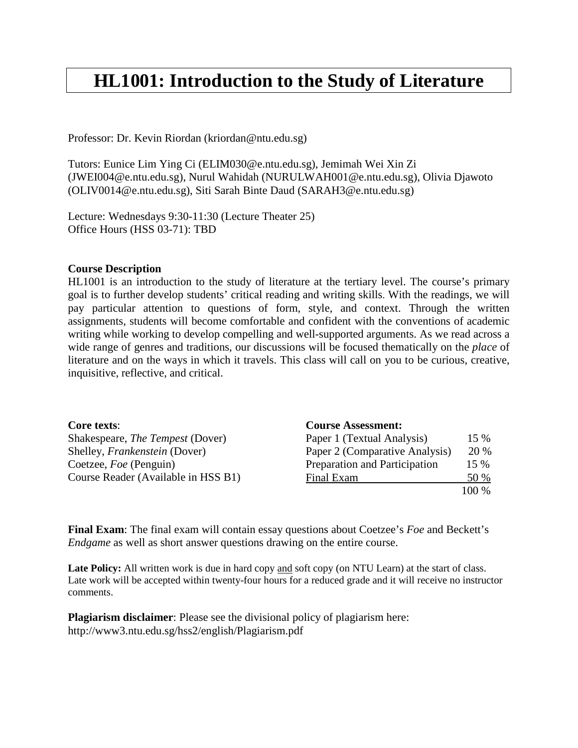# HL1001: Introduction to the Study of Literature

Professor: Dr. Kevin Riordan (kriordan@ntu.edu.sg)

Tutors: Eunice Lim Ying Ci (ELIM030@e.ntu.edu.sg), Jemimah Wei Xin Zi (JWEI004@e.ntu.edu.sg), Nurul Wahidah (NURULWAH001@e.ntu.edu.sg), Olivia Djawoto (OLIV0014@e.ntu.edu.sg), Siti Sarah Binte Daud (SARAH3@e.ntu.edu.sg)

Lecture: Wednesdays 9:30-11:30 (Lecture Theater 25)
Office Hours (HSS 03-71): TBD

**Course Description**
HL1001 is an introduction to the study of literature at the tertiary level. The course's primary goal is to further develop students' critical reading and writing skills. With the readings, we will pay particular attention to questions of form, style, and context. Through the written assignments, students will become comfortable and confident with the conventions of academic writing while working to develop compelling and well-supported arguments. As we read across a wide range of genres and traditions, our discussions will be focused thematically on the *place* of literature and on the ways in which it travels. This class will call on you to be curious, creative, inquisitive, reflective, and critical.

**Core texts**:
Shakespeare, *The Tempest* (Dover)
Shelley, *Frankenstein* (Dover)
Coetzee, *Foe* (Penguin)
Course Reader (Available in HSS B1)

**Course Assessment:**

| | |
|---|---|
| Paper 1 (Textual Analysis) | 15 % |
| Paper 2 (Comparative Analysis) | 20 % |
| Preparation and Participation | 15 % |
| Final Exam | 50 % |
| | 100 % |

**Final Exam**: The final exam will contain essay questions about Coetzee's *Foe* and Beckett's *Endgame* as well as short answer questions drawing on the entire course.

**Late Policy:** All written work is due in hard copy and soft copy (on NTU Learn) at the start of class. Late work will be accepted within twenty-four hours for a reduced grade and it will receive no instructor comments.

**Plagiarism disclaimer**: Please see the divisional policy of plagiarism here: http://www3.ntu.edu.sg/hss2/english/Plagiarism.pdf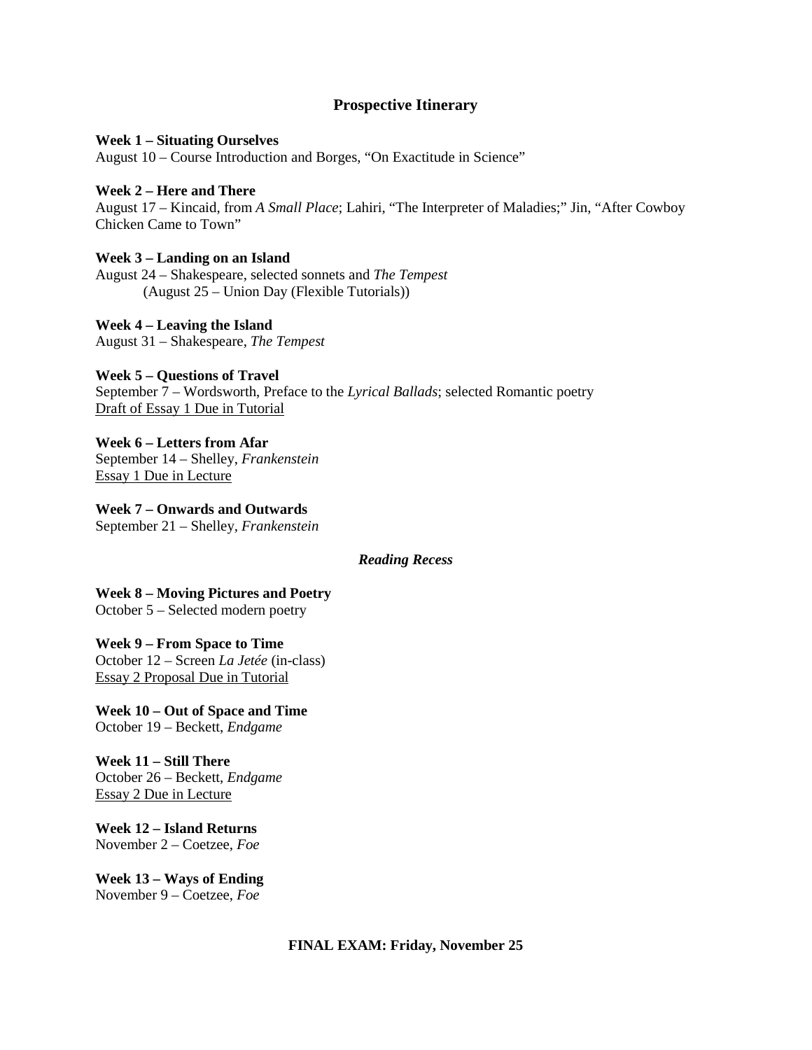## Prospective Itinerary

**Week 1 – Situating Ourselves**
August 10 – Course Introduction and Borges, "On Exactitude in Science"

**Week 2 – Here and There**
August 17 – Kincaid, from *A Small Place*; Lahiri, "The Interpreter of Maladies;" Jin, "After Cowboy Chicken Came to Town"

**Week 3 – Landing on an Island**
August 24 – Shakespeare, selected sonnets and *The Tempest*
(August 25 – Union Day (Flexible Tutorials))

**Week 4 – Leaving the Island**
August 31 – Shakespeare, *The Tempest*

**Week 5 – Questions of Travel**
September 7 – Wordsworth, Preface to the *Lyrical Ballads*; selected Romantic poetry
Draft of Essay 1 Due in Tutorial

**Week 6 – Letters from Afar**
September 14 – Shelley, *Frankenstein*
Essay 1 Due in Lecture

**Week 7 – Onwards and Outwards**
September 21 – Shelley, *Frankenstein*

***Reading Recess***

**Week 8 – Moving Pictures and Poetry**
October 5 – Selected modern poetry

**Week 9 – From Space to Time**
October 12 – Screen *La Jetée* (in-class)
Essay 2 Proposal Due in Tutorial

**Week 10 – Out of Space and Time**
October 19 – Beckett, *Endgame*

**Week 11 – Still There**
October 26 – Beckett, *Endgame*
Essay 2 Due in Lecture

**Week 12 – Island Returns**
November 2 – Coetzee, *Foe*

**Week 13 – Ways of Ending**
November 9 – Coetzee, *Foe*

**FINAL EXAM: Friday, November 25**